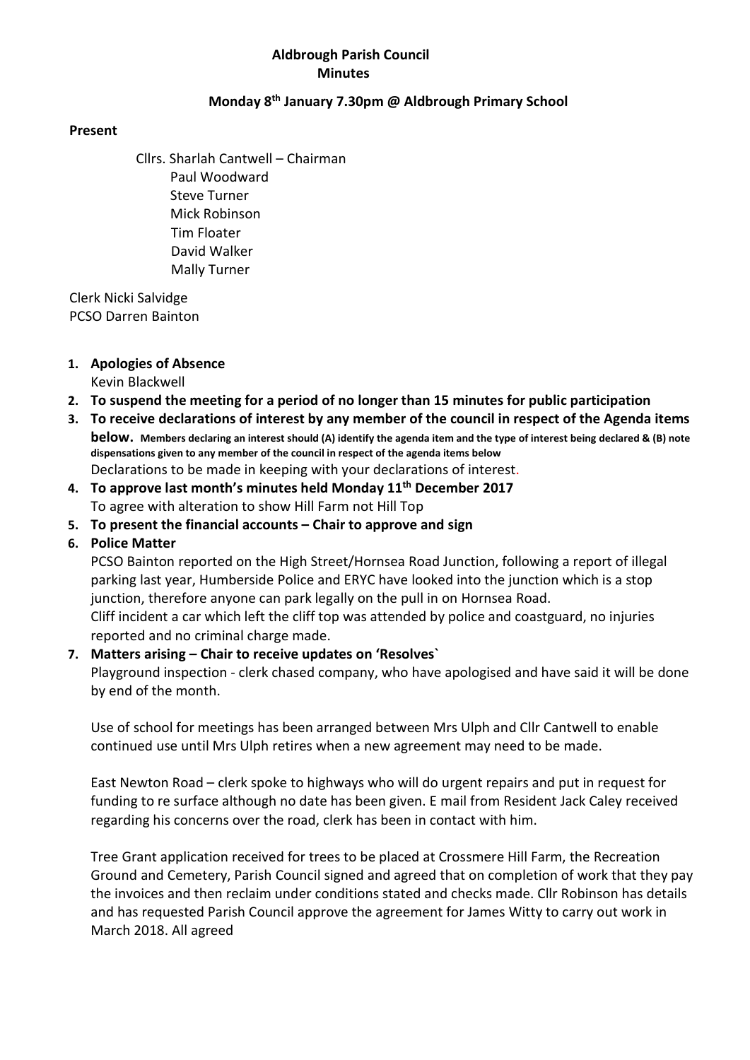**Aldbrough Parish Council**
**Minutes**

**Monday 8th January 7.30pm @ Aldbrough Primary School**

**Present**

Cllrs. Sharlah Cantwell – Chairman
Paul Woodward
Steve Turner
Mick Robinson
Tim Floater
David Walker
Mally Turner

Clerk Nicki Salvidge
PCSO Darren Bainton

1. **Apologies of Absence**
   Kevin Blackwell
2. **To suspend the meeting for a period of no longer than 15 minutes for public participation**
3. **To receive declarations of interest by any member of the council in respect of the Agenda items below. Members declaring an interest should (A) identify the agenda item and the type of interest being declared & (B) note dispensations given to any member of the council in respect of the agenda items below**
   Declarations to be made in keeping with your declarations of interest.
4. **To approve last month's minutes held Monday 11th December 2017**
   To agree with alteration to show Hill Farm not Hill Top
5. **To present the financial accounts – Chair to approve and sign**
6. **Police Matter**
   PCSO Bainton reported on the High Street/Hornsea Road Junction, following a report of illegal parking last year, Humberside Police and ERYC have looked into the junction which is a stop junction, therefore anyone can park legally on the pull in on Hornsea Road.
   Cliff incident a car which left the cliff top was attended by police and coastguard, no injuries reported and no criminal charge made.
7. **Matters arising – Chair to receive updates on 'Resolves`**
   Playground inspection - clerk chased company, who have apologised and have said it will be done by end of the month.

   Use of school for meetings has been arranged between Mrs Ulph and Cllr Cantwell to enable continued use until Mrs Ulph retires when a new agreement may need to be made.

   East Newton Road – clerk spoke to highways who will do urgent repairs and put in request for funding to re surface although no date has been given. E mail from Resident Jack Caley received regarding his concerns over the road, clerk has been in contact with him.

   Tree Grant application received for trees to be placed at Crossmere Hill Farm, the Recreation Ground and Cemetery, Parish Council signed and agreed that on completion of work that they pay the invoices and then reclaim under conditions stated and checks made. Cllr Robinson has details and has requested Parish Council approve the agreement for James Witty to carry out work in March 2018. All agreed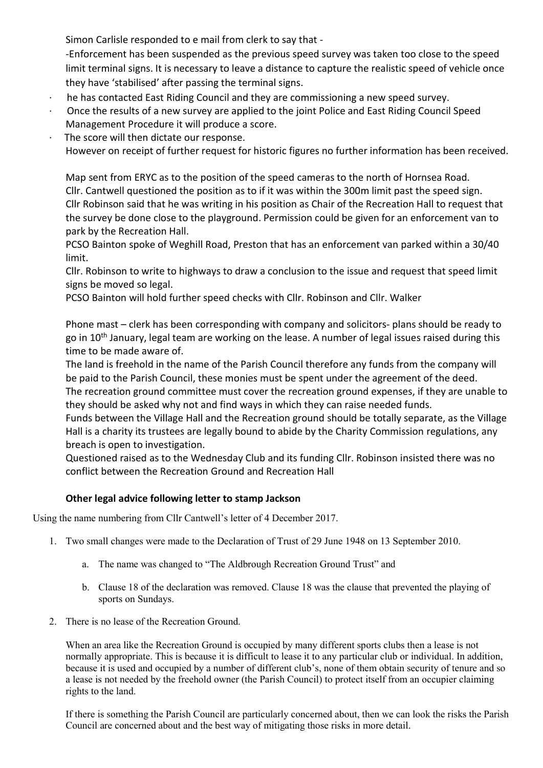Simon Carlisle responded to e mail from clerk to say that -

-Enforcement has been suspended as the previous speed survey was taken too close to the speed limit terminal signs. It is necessary to leave a distance to capture the realistic speed of vehicle once they have 'stabilised' after passing the terminal signs.

- he has contacted East Riding Council and they are commissioning a new speed survey.
- Once the results of a new survey are applied to the joint Police and East Riding Council Speed Management Procedure it will produce a score.
- The score will then dictate our response.

However on receipt of further request for historic figures no further information has been received.

Map sent from ERYC as to the position of the speed cameras to the north of Hornsea Road.
Cllr. Cantwell questioned the position as to if it was within the 300m limit past the speed sign.
Cllr Robinson said that he was writing in his position as Chair of the Recreation Hall to request that the survey be done close to the playground. Permission could be given for an enforcement van to park by the Recreation Hall.
PCSO Bainton spoke of Weghill Road, Preston that has an enforcement van parked within a 30/40 limit.
Cllr. Robinson to write to highways to draw a conclusion to the issue and request that speed limit signs be moved so legal.
PCSO Bainton will hold further speed checks with Cllr. Robinson and Cllr. Walker

Phone mast – clerk has been corresponding with company and solicitors- plans should be ready to go in 10th January, legal team are working on the lease. A number of legal issues raised during this time to be made aware of.
The land is freehold in the name of the Parish Council therefore any funds from the company will be paid to the Parish Council, these monies must be spent under the agreement of the deed.
The recreation ground committee must cover the recreation ground expenses, if they are unable to they should be asked why not and find ways in which they can raise needed funds.
Funds between the Village Hall and the Recreation ground should be totally separate, as the Village Hall is a charity its trustees are legally bound to abide by the Charity Commission regulations, any breach is open to investigation.
Questioned raised as to the Wednesday Club and its funding Cllr. Robinson insisted there was no conflict between the Recreation Ground and Recreation Hall

**Other legal advice following letter to stamp Jackson**

Using the name numbering from Cllr Cantwell's letter of 4 December 2017.

1. Two small changes were made to the Declaration of Trust of 29 June 1948 on 13 September 2010.

   a. The name was changed to "The Aldbrough Recreation Ground Trust" and

   b. Clause 18 of the declaration was removed. Clause 18 was the clause that prevented the playing of sports on Sundays.

2. There is no lease of the Recreation Ground.

   When an area like the Recreation Ground is occupied by many different sports clubs then a lease is not normally appropriate. This is because it is difficult to lease it to any particular club or individual. In addition, because it is used and occupied by a number of different club's, none of them obtain security of tenure and so a lease is not needed by the freehold owner (the Parish Council) to protect itself from an occupier claiming rights to the land.

   If there is something the Parish Council are particularly concerned about, then we can look the risks the Parish Council are concerned about and the best way of mitigating those risks in more detail.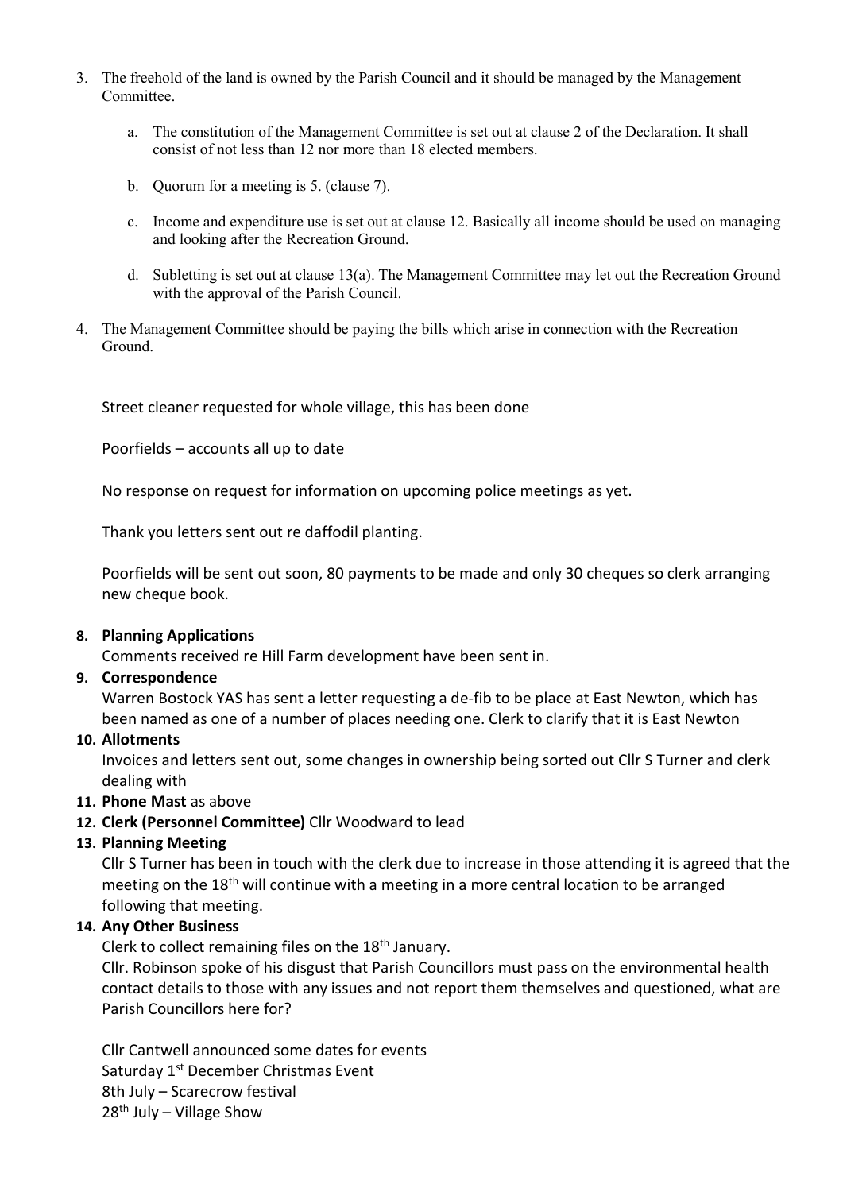3. The freehold of the land is owned by the Parish Council and it should be managed by the Management Committee.

    a. The constitution of the Management Committee is set out at clause 2 of the Declaration. It shall consist of not less than 12 nor more than 18 elected members.

    b. Quorum for a meeting is 5. (clause 7).

    c. Income and expenditure use is set out at clause 12. Basically all income should be used on managing and looking after the Recreation Ground.

    d. Subletting is set out at clause 13(a). The Management Committee may let out the Recreation Ground with the approval of the Parish Council.

4. The Management Committee should be paying the bills which arise in connection with the Recreation Ground.

Street cleaner requested for whole village, this has been done

Poorfields – accounts all up to date

No response on request for information on upcoming police meetings as yet.

Thank you letters sent out re daffodil planting.

Poorfields will be sent out soon, 80 payments to be made and only 30 cheques so clerk arranging new cheque book.

**8. Planning Applications**

Comments received re Hill Farm development have been sent in.

**9. Correspondence**

Warren Bostock YAS has sent a letter requesting a de-fib to be place at East Newton, which has been named as one of a number of places needing one. Clerk to clarify that it is East Newton

**10. Allotments**

Invoices and letters sent out, some changes in ownership being sorted out Cllr S Turner and clerk dealing with

**11. Phone Mast** as above

**12. Clerk (Personnel Committee)** Cllr Woodward to lead

**13. Planning Meeting**

Cllr S Turner has been in touch with the clerk due to increase in those attending it is agreed that the meeting on the 18th will continue with a meeting in a more central location to be arranged following that meeting.

**14. Any Other Business**

Clerk to collect remaining files on the 18th January.

Cllr. Robinson spoke of his disgust that Parish Councillors must pass on the environmental health contact details to those with any issues and not report them themselves and questioned, what are Parish Councillors here for?

Cllr Cantwell announced some dates for events
Saturday 1st December Christmas Event
8th July – Scarecrow festival
28th July – Village Show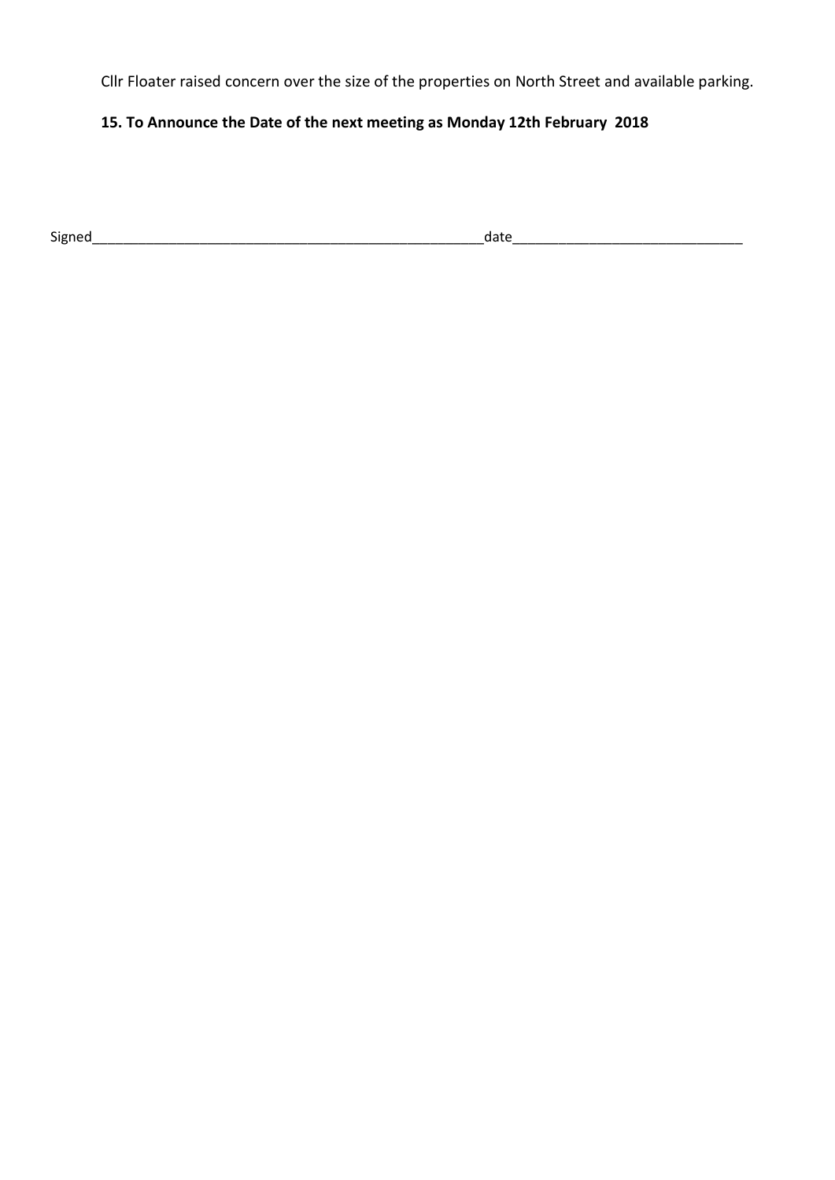Cllr Floater raised concern over the size of the properties on North Street and available parking.

**15. To Announce the Date of the next meeting as Monday 12th February 2018**

Signed______________________________________________________date______________________________